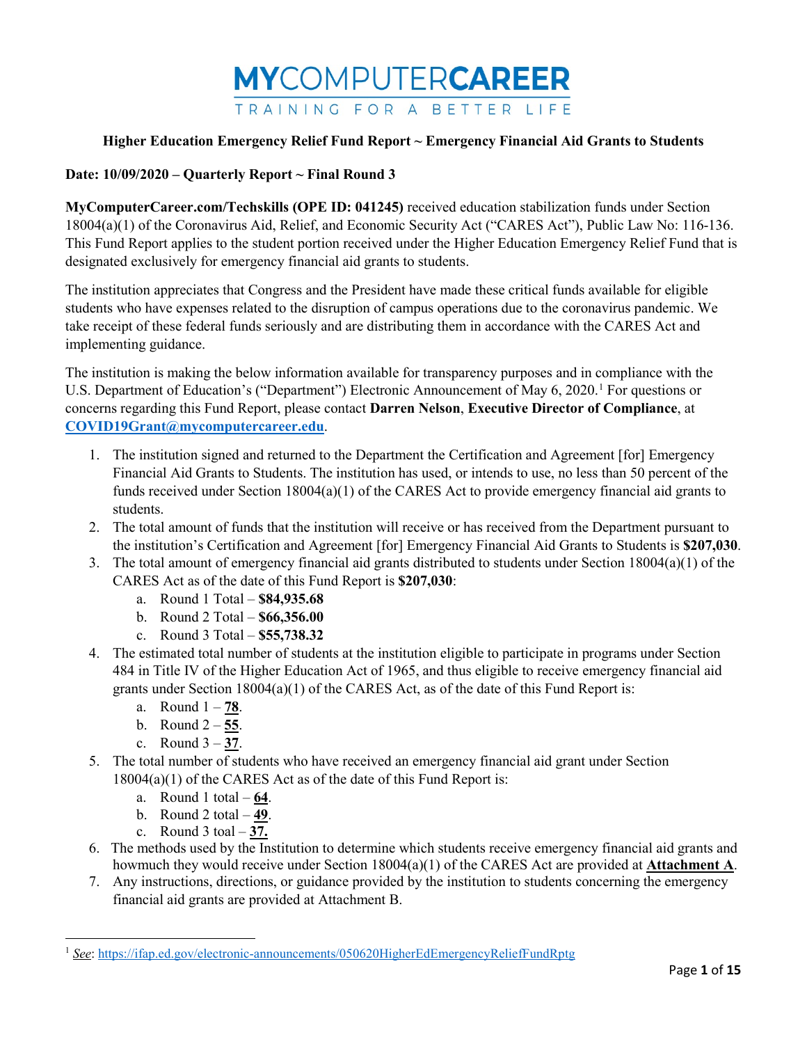# MYCOMPUTERCAREER

TRAINING FOR A BETTER LIFE

**Higher Education Emergency Relief Fund Report ~ Emergency Financial Aid Grants to Students**

**Date: 10/09/2020 – Quarterly Report ~ Final Round 3**

**MyComputerCareer.com/Techskills (OPE ID: 041245)** received education stabilization funds under Section 18004(a)(1) of the Coronavirus Aid, Relief, and Economic Security Act ("CARES Act"), Public Law No: 116-136. This Fund Report applies to the student portion received under the Higher Education Emergency Relief Fund that is designated exclusively for emergency financial aid grants to students.

The institution appreciates that Congress and the President have made these critical funds available for eligible students who have expenses related to the disruption of campus operations due to the coronavirus pandemic. We take receipt of these federal funds seriously and are distributing them in accordance with the CARES Act and implementing guidance.

The institution is making the below information available for transparency purposes and in compliance with the U.S. Department of Education's ("Department") Electronic Announcement of May 6, 2020.[1] For questions or concerns regarding this Fund Report, please contact **Darren Nelson**, **Executive Director of Compliance**, at **COVID19Grant@mycomputercareer.edu**.

1. The institution signed and returned to the Department the Certification and Agreement [for] Emergency Financial Aid Grants to Students. The institution has used, or intends to use, no less than 50 percent of the funds received under Section 18004(a)(1) of the CARES Act to provide emergency financial aid grants to students.
2. The total amount of funds that the institution will receive or has received from the Department pursuant to the institution's Certification and Agreement [for] Emergency Financial Aid Grants to Students is **$207,030**.
3. The total amount of emergency financial aid grants distributed to students under Section 18004(a)(1) of the CARES Act as of the date of this Fund Report is **$207,030**:
   a. Round 1 Total – **$84,935.68**
   b. Round 2 Total – **$66,356.00**
   c. Round 3 Total – **$55,738.32**
4. The estimated total number of students at the institution eligible to participate in programs under Section 484 in Title IV of the Higher Education Act of 1965, and thus eligible to receive emergency financial aid grants under Section 18004(a)(1) of the CARES Act, as of the date of this Fund Report is:
   a. Round 1 – **78**.
   b. Round 2 – **55**.
   c. Round 3 – **37**.
5. The total number of students who have received an emergency financial aid grant under Section 18004(a)(1) of the CARES Act as of the date of this Fund Report is:
   a. Round 1 total – **64**.
   b. Round 2 total – **49**.
   c. Round 3 toal – **37.**
6. The methods used by the Institution to determine which students receive emergency financial aid grants and howmuch they would receive under Section 18004(a)(1) of the CARES Act are provided at **Attachment A**.
7. Any instructions, directions, or guidance provided by the institution to students concerning the emergency financial aid grants are provided at Attachment B.

---

[1] *See*: https://ifap.ed.gov/electronic-announcements/050620HigherEdEmergencyReliefFundRptg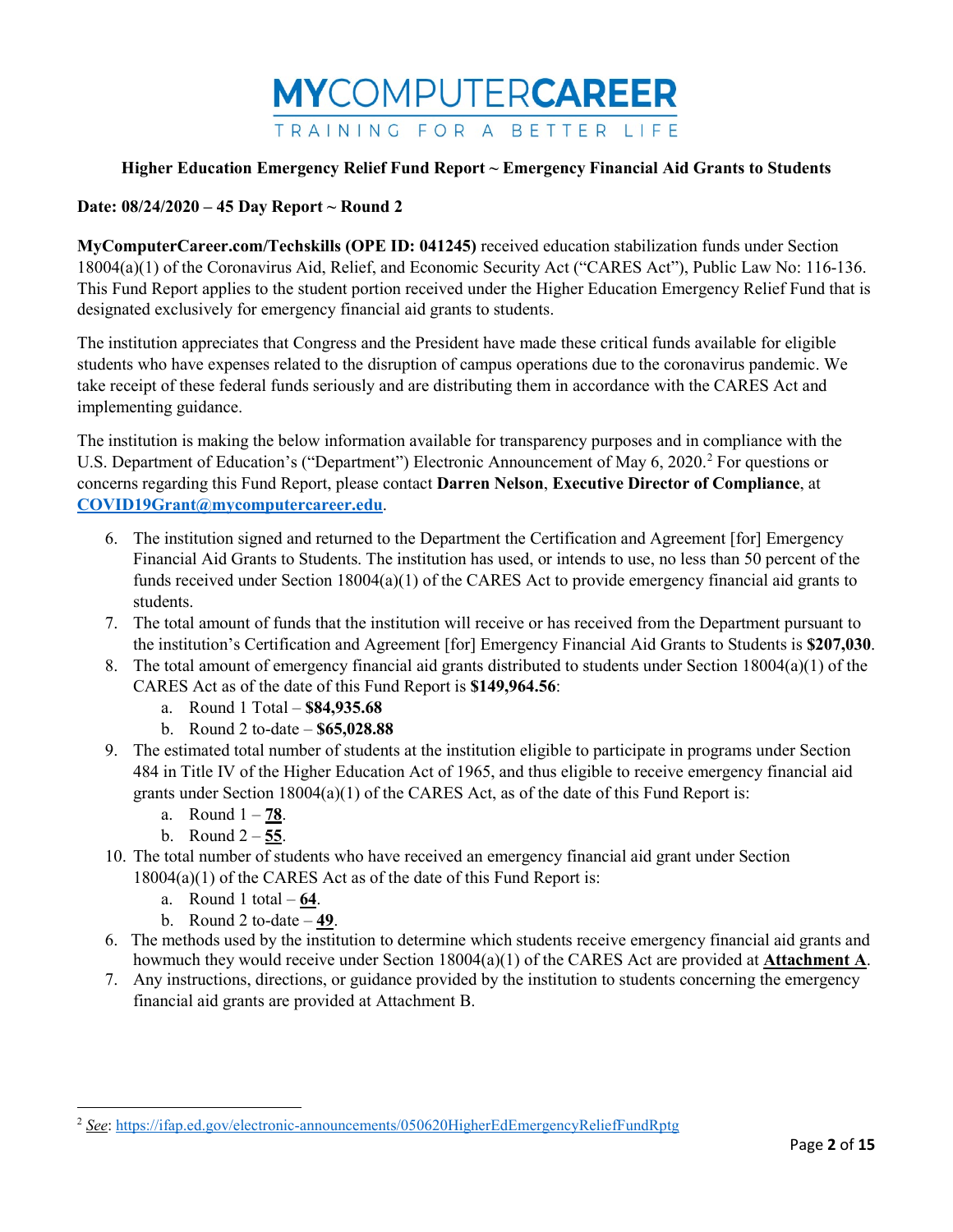# MYCOMPUTERCAREER

TRAINING FOR A BETTER LIFE

**Higher Education Emergency Relief Fund Report ~ Emergency Financial Aid Grants to Students**

**Date: 08/24/2020 – 45 Day Report ~ Round 2**

**MyComputerCareer.com/Techskills (OPE ID: 041245)** received education stabilization funds under Section 18004(a)(1) of the Coronavirus Aid, Relief, and Economic Security Act ("CARES Act"), Public Law No: 116-136. This Fund Report applies to the student portion received under the Higher Education Emergency Relief Fund that is designated exclusively for emergency financial aid grants to students.

The institution appreciates that Congress and the President have made these critical funds available for eligible students who have expenses related to the disruption of campus operations due to the coronavirus pandemic. We take receipt of these federal funds seriously and are distributing them in accordance with the CARES Act and implementing guidance.

The institution is making the below information available for transparency purposes and in compliance with the U.S. Department of Education's ("Department") Electronic Announcement of May 6, 2020.[2] For questions or concerns regarding this Fund Report, please contact **Darren Nelson**, **Executive Director of Compliance**, at **COVID19Grant@mycomputercareer.edu**.

6. The institution signed and returned to the Department the Certification and Agreement [for] Emergency Financial Aid Grants to Students. The institution has used, or intends to use, no less than 50 percent of the funds received under Section 18004(a)(1) of the CARES Act to provide emergency financial aid grants to students.
7. The total amount of funds that the institution will receive or has received from the Department pursuant to the institution's Certification and Agreement [for] Emergency Financial Aid Grants to Students is **$207,030**.
8. The total amount of emergency financial aid grants distributed to students under Section 18004(a)(1) of the CARES Act as of the date of this Fund Report is **$149,964.56**:
   a. Round 1 Total – **$84,935.68**
   b. Round 2 to-date – **$65,028.88**
9. The estimated total number of students at the institution eligible to participate in programs under Section 484 in Title IV of the Higher Education Act of 1965, and thus eligible to receive emergency financial aid grants under Section 18004(a)(1) of the CARES Act, as of the date of this Fund Report is:
   a. Round 1 – **78**.
   b. Round 2 – **55**.
10. The total number of students who have received an emergency financial aid grant under Section 18004(a)(1) of the CARES Act as of the date of this Fund Report is:
    a. Round 1 total – **64**.
    b. Round 2 to-date – **49**.

6. The methods used by the institution to determine which students receive emergency financial aid grants and howmuch they would receive under Section 18004(a)(1) of the CARES Act are provided at **Attachment A**.
7. Any instructions, directions, or guidance provided by the institution to students concerning the emergency financial aid grants are provided at Attachment B.

---

[2] *See*: https://ifap.ed.gov/electronic-announcements/050620HigherEdEmergencyReliefFundRptg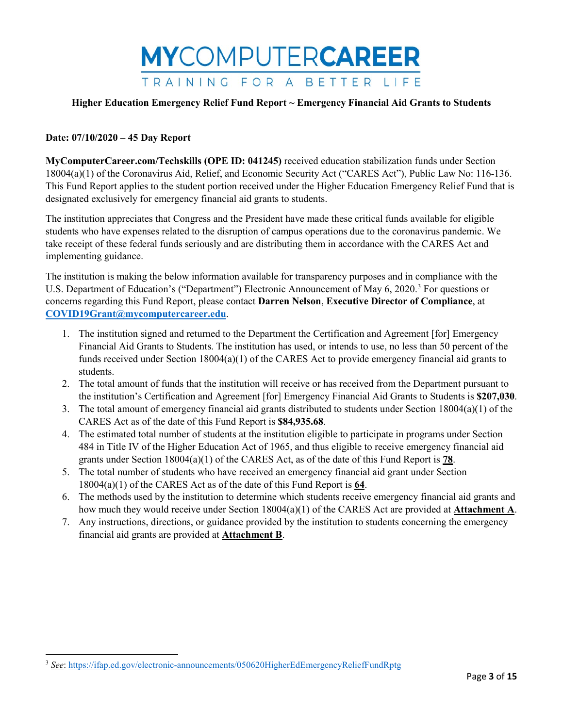# MYCOMPUTERCAREER

TRAINING FOR A BETTER LIFE

**Higher Education Emergency Relief Fund Report ~ Emergency Financial Aid Grants to Students**

**Date: 07/10/2020 – 45 Day Report**

**MyComputerCareer.com/Techskills (OPE ID: 041245)** received education stabilization funds under Section 18004(a)(1) of the Coronavirus Aid, Relief, and Economic Security Act ("CARES Act"), Public Law No: 116-136. This Fund Report applies to the student portion received under the Higher Education Emergency Relief Fund that is designated exclusively for emergency financial aid grants to students.

The institution appreciates that Congress and the President have made these critical funds available for eligible students who have expenses related to the disruption of campus operations due to the coronavirus pandemic. We take receipt of these federal funds seriously and are distributing them in accordance with the CARES Act and implementing guidance.

The institution is making the below information available for transparency purposes and in compliance with the U.S. Department of Education's ("Department") Electronic Announcement of May 6, 2020.[3] For questions or concerns regarding this Fund Report, please contact **Darren Nelson**, **Executive Director of Compliance**, at **COVID19Grant@mycomputercareer.edu**.

1. The institution signed and returned to the Department the Certification and Agreement [for] Emergency Financial Aid Grants to Students. The institution has used, or intends to use, no less than 50 percent of the funds received under Section 18004(a)(1) of the CARES Act to provide emergency financial aid grants to students.
2. The total amount of funds that the institution will receive or has received from the Department pursuant to the institution's Certification and Agreement [for] Emergency Financial Aid Grants to Students is **$207,030**.
3. The total amount of emergency financial aid grants distributed to students under Section 18004(a)(1) of the CARES Act as of the date of this Fund Report is **$84,935.68**.
4. The estimated total number of students at the institution eligible to participate in programs under Section 484 in Title IV of the Higher Education Act of 1965, and thus eligible to receive emergency financial aid grants under Section 18004(a)(1) of the CARES Act, as of the date of this Fund Report is **78**.
5. The total number of students who have received an emergency financial aid grant under Section 18004(a)(1) of the CARES Act as of the date of this Fund Report is **64**.
6. The methods used by the institution to determine which students receive emergency financial aid grants and how much they would receive under Section 18004(a)(1) of the CARES Act are provided at **Attachment A**.
7. Any instructions, directions, or guidance provided by the institution to students concerning the emergency financial aid grants are provided at **Attachment B**.

[3] *See*: https://ifap.ed.gov/electronic-announcements/050620HigherEdEmergencyReliefFundRptg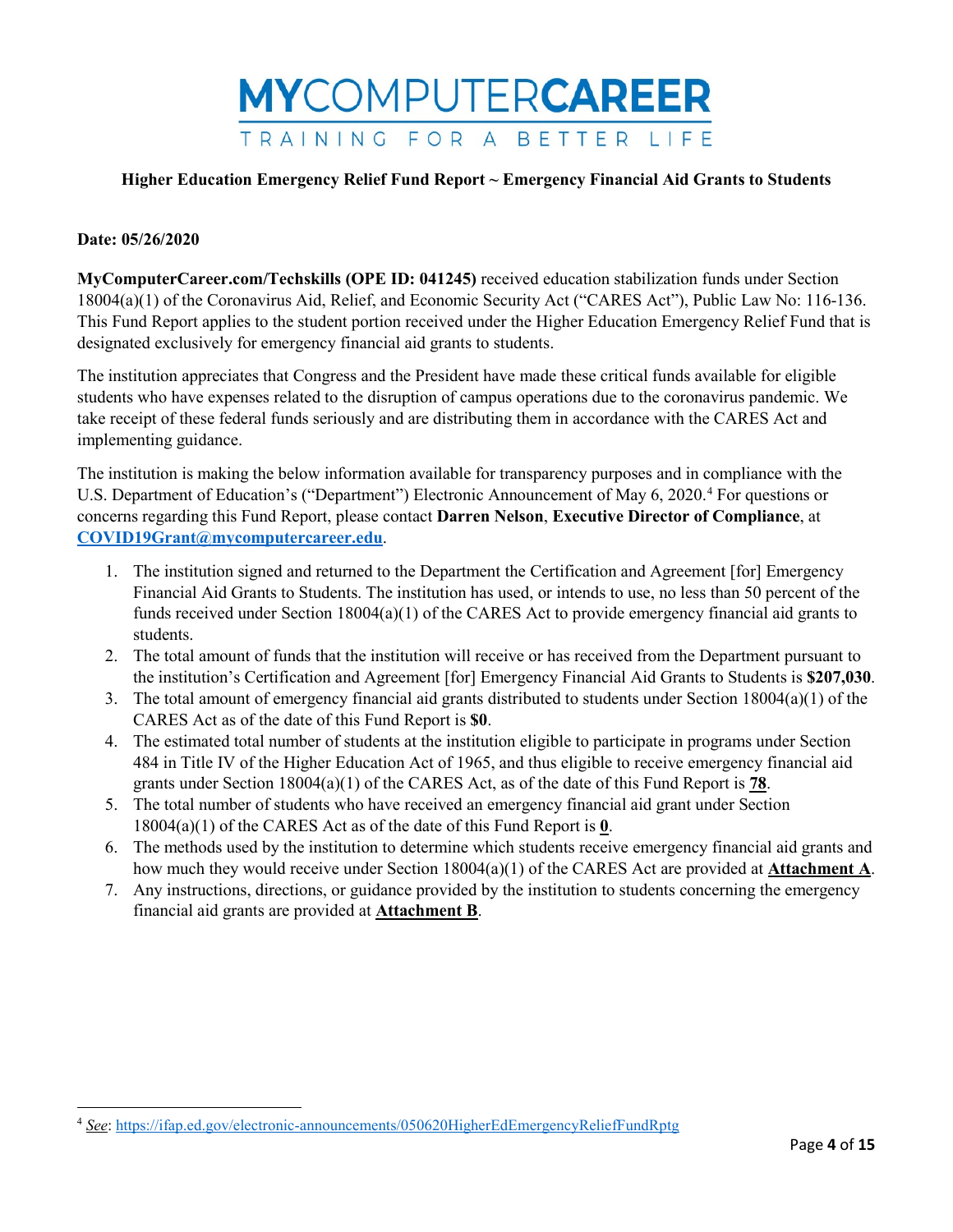**MYCOMPUTERCAREER**

TRAINING FOR A BETTER LIFE

**Higher Education Emergency Relief Fund Report ~ Emergency Financial Aid Grants to Students**

**Date: 05/26/2020**

**MyComputerCareer.com/Techskills (OPE ID: 041245)** received education stabilization funds under Section 18004(a)(1) of the Coronavirus Aid, Relief, and Economic Security Act ("CARES Act"), Public Law No: 116-136. This Fund Report applies to the student portion received under the Higher Education Emergency Relief Fund that is designated exclusively for emergency financial aid grants to students.

The institution appreciates that Congress and the President have made these critical funds available for eligible students who have expenses related to the disruption of campus operations due to the coronavirus pandemic. We take receipt of these federal funds seriously and are distributing them in accordance with the CARES Act and implementing guidance.

The institution is making the below information available for transparency purposes and in compliance with the U.S. Department of Education's ("Department") Electronic Announcement of May 6, 2020.[4] For questions or concerns regarding this Fund Report, please contact **Darren Nelson**, **Executive Director of Compliance**, at **COVID19Grant@mycomputercareer.edu**.

1. The institution signed and returned to the Department the Certification and Agreement [for] Emergency Financial Aid Grants to Students. The institution has used, or intends to use, no less than 50 percent of the funds received under Section 18004(a)(1) of the CARES Act to provide emergency financial aid grants to students.
2. The total amount of funds that the institution will receive or has received from the Department pursuant to the institution's Certification and Agreement [for] Emergency Financial Aid Grants to Students is **$207,030**.
3. The total amount of emergency financial aid grants distributed to students under Section 18004(a)(1) of the CARES Act as of the date of this Fund Report is **$0**.
4. The estimated total number of students at the institution eligible to participate in programs under Section 484 in Title IV of the Higher Education Act of 1965, and thus eligible to receive emergency financial aid grants under Section 18004(a)(1) of the CARES Act, as of the date of this Fund Report is **78**.
5. The total number of students who have received an emergency financial aid grant under Section 18004(a)(1) of the CARES Act as of the date of this Fund Report is **0**.
6. The methods used by the institution to determine which students receive emergency financial aid grants and how much they would receive under Section 18004(a)(1) of the CARES Act are provided at **Attachment A**.
7. Any instructions, directions, or guidance provided by the institution to students concerning the emergency financial aid grants are provided at **Attachment B**.

[4] *See*: https://ifap.ed.gov/electronic-announcements/050620HigherEdEmergencyReliefFundRptg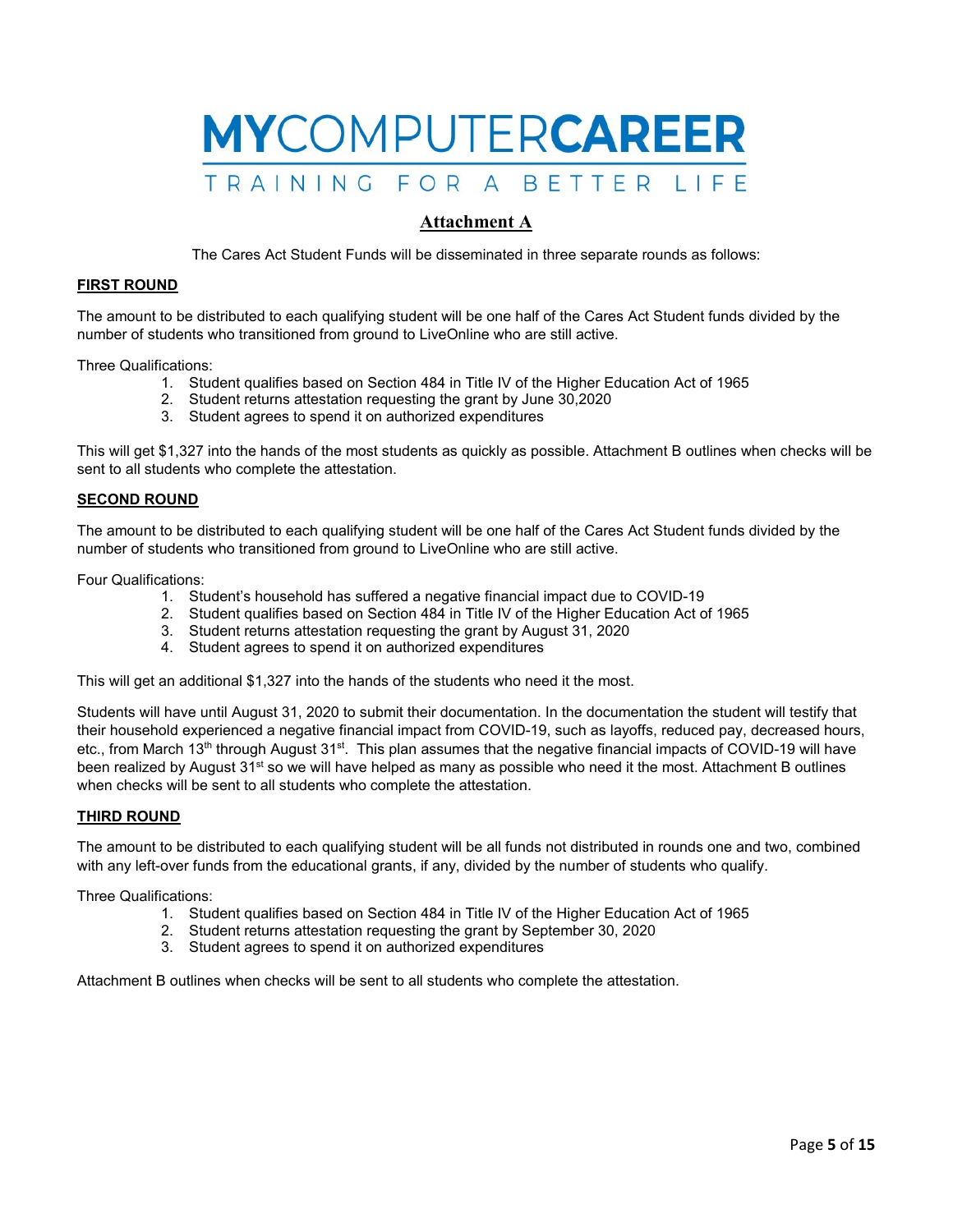# MYCOMPUTERCAREER

TRAINING FOR A BETTER LIFE

## Attachment A

The Cares Act Student Funds will be disseminated in three separate rounds as follows:

### FIRST ROUND

The amount to be distributed to each qualifying student will be one half of the Cares Act Student funds divided by the number of students who transitioned from ground to LiveOnline who are still active.

Three Qualifications:

1. Student qualifies based on Section 484 in Title IV of the Higher Education Act of 1965
2. Student returns attestation requesting the grant by June 30,2020
3. Student agrees to spend it on authorized expenditures

This will get $1,327 into the hands of the most students as quickly as possible. Attachment B outlines when checks will be sent to all students who complete the attestation.

### SECOND ROUND

The amount to be distributed to each qualifying student will be one half of the Cares Act Student funds divided by the number of students who transitioned from ground to LiveOnline who are still active.

Four Qualifications:

1. Student's household has suffered a negative financial impact due to COVID-19
2. Student qualifies based on Section 484 in Title IV of the Higher Education Act of 1965
3. Student returns attestation requesting the grant by August 31, 2020
4. Student agrees to spend it on authorized expenditures

This will get an additional $1,327 into the hands of the students who need it the most.

Students will have until August 31, 2020 to submit their documentation. In the documentation the student will testify that their household experienced a negative financial impact from COVID-19, such as layoffs, reduced pay, decreased hours, etc., from March 13th through August 31st. This plan assumes that the negative financial impacts of COVID-19 will have been realized by August 31st so we will have helped as many as possible who need it the most. Attachment B outlines when checks will be sent to all students who complete the attestation.

### THIRD ROUND

The amount to be distributed to each qualifying student will be all funds not distributed in rounds one and two, combined with any left-over funds from the educational grants, if any, divided by the number of students who qualify.

Three Qualifications:

1. Student qualifies based on Section 484 in Title IV of the Higher Education Act of 1965
2. Student returns attestation requesting the grant by September 30, 2020
3. Student agrees to spend it on authorized expenditures

Attachment B outlines when checks will be sent to all students who complete the attestation.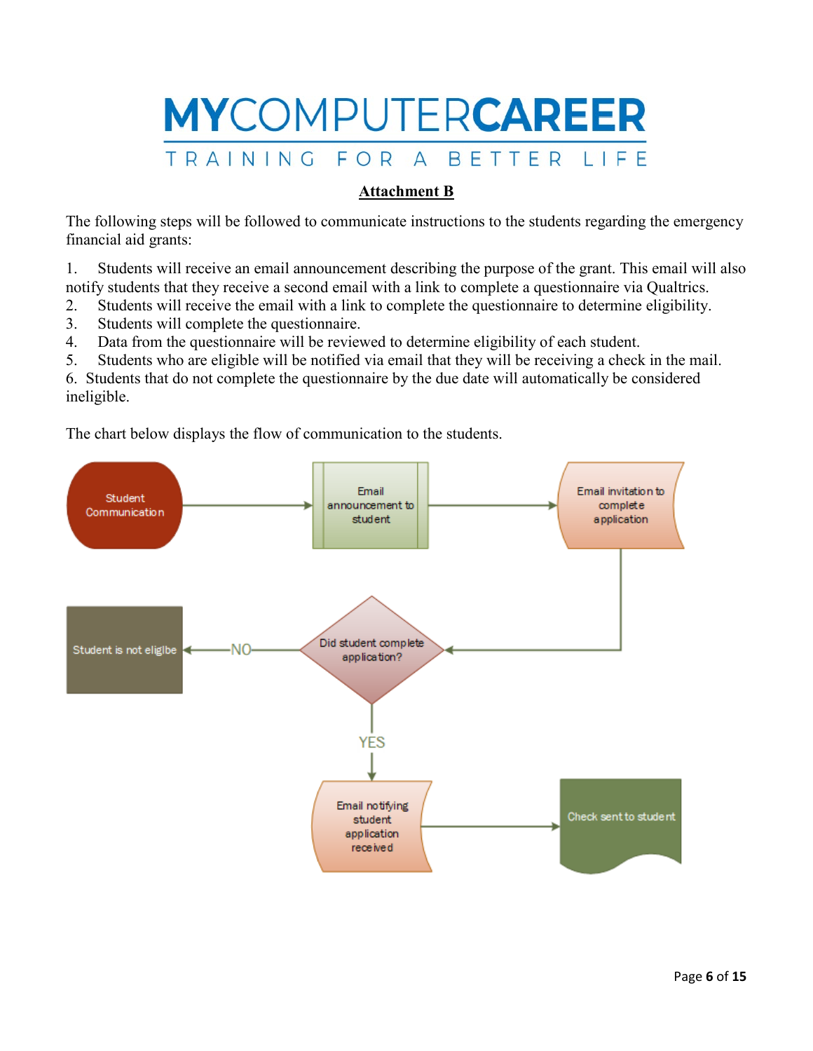# MYCOMPUTERCAREER

TRAINING FOR A BETTER LIFE

## Attachment B

The following steps will be followed to communicate instructions to the students regarding the emergency financial aid grants:

1. Students will receive an email announcement describing the purpose of the grant. This email will also notify students that they receive a second email with a link to complete a questionnaire via Qualtrics.
2. Students will receive the email with a link to complete the questionnaire to determine eligibility.
3. Students will complete the questionnaire.
4. Data from the questionnaire will be reviewed to determine eligibility of each student.
5. Students who are eligible will be notified via email that they will be receiving a check in the mail.
6. Students that do not complete the questionnaire by the due date will automatically be considered ineligible.

The chart below displays the flow of communication to the students.

Student Communication → Email announcement to student → Email invitation to complete application → Did student complete application?

- NO → Student is not eliglbe
- YES → Email notifying student application received → Check sent to student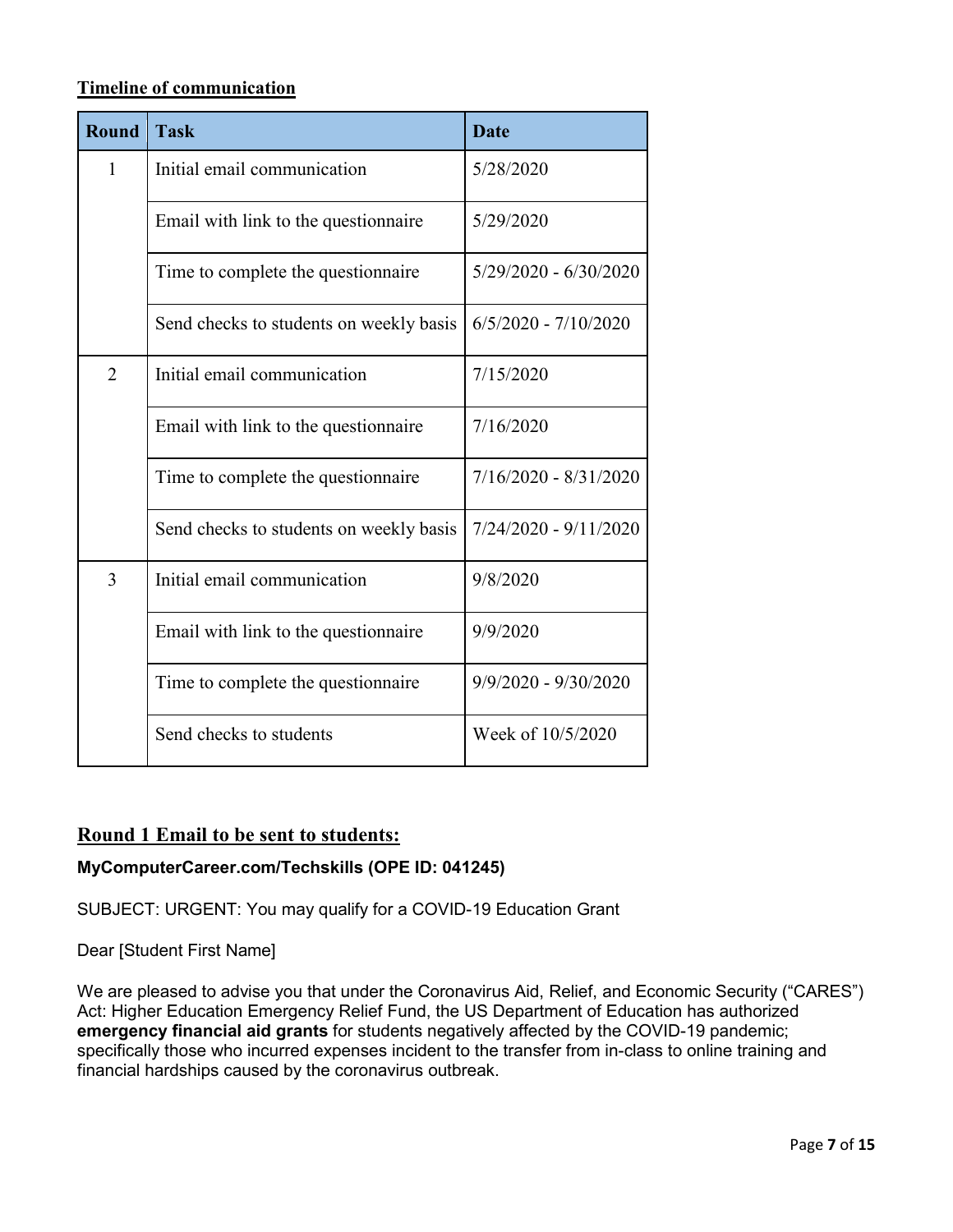**Timeline of communication**

| Round | Task | Date |
| --- | --- | --- |
| 1 | Initial email communication | 5/28/2020 |
| | Email with link to the questionnaire | 5/29/2020 |
| | Time to complete the questionnaire | 5/29/2020 - 6/30/2020 |
| | Send checks to students on weekly basis | 6/5/2020 - 7/10/2020 |
| 2 | Initial email communication | 7/15/2020 |
| | Email with link to the questionnaire | 7/16/2020 |
| | Time to complete the questionnaire | 7/16/2020 - 8/31/2020 |
| | Send checks to students on weekly basis | 7/24/2020 - 9/11/2020 |
| 3 | Initial email communication | 9/8/2020 |
| | Email with link to the questionnaire | 9/9/2020 |
| | Time to complete the questionnaire | 9/9/2020 - 9/30/2020 |
| | Send checks to students | Week of 10/5/2020 |

## Round 1 Email to be sent to students:

**MyComputerCareer.com/Techskills (OPE ID: 041245)**

SUBJECT: URGENT: You may qualify for a COVID-19 Education Grant

Dear [Student First Name]

We are pleased to advise you that under the Coronavirus Aid, Relief, and Economic Security ("CARES") Act: Higher Education Emergency Relief Fund, the US Department of Education has authorized **emergency financial aid grants** for students negatively affected by the COVID-19 pandemic; specifically those who incurred expenses incident to the transfer from in-class to online training and financial hardships caused by the coronavirus outbreak.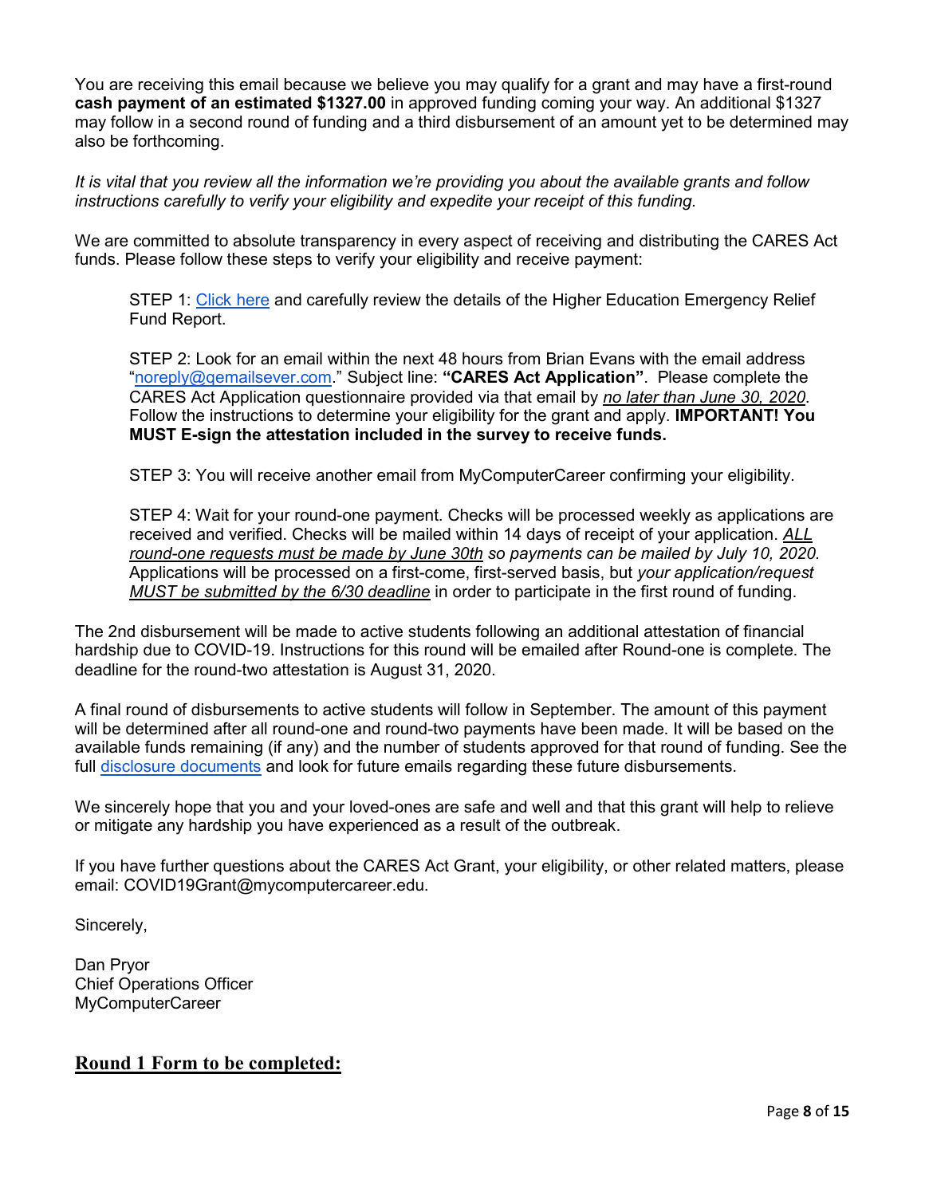You are receiving this email because we believe you may qualify for a grant and may have a first-round **cash payment of an estimated $1327.00** in approved funding coming your way. An additional $1327 may follow in a second round of funding and a third disbursement of an amount yet to be determined may also be forthcoming.

*It is vital that you review all the information we're providing you about the available grants and follow instructions carefully to verify your eligibility and expedite your receipt of this funding.*

We are committed to absolute transparency in every aspect of receiving and distributing the CARES Act funds. Please follow these steps to verify your eligibility and receive payment:

STEP 1: Click here and carefully review the details of the Higher Education Emergency Relief Fund Report.

STEP 2: Look for an email within the next 48 hours from Brian Evans with the email address "noreply@qemailsever.com." Subject line: **"CARES Act Application"**. Please complete the CARES Act Application questionnaire provided via that email by *no later than June 30, 2020*. Follow the instructions to determine your eligibility for the grant and apply. **IMPORTANT! You MUST E-sign the attestation included in the survey to receive funds.**

STEP 3: You will receive another email from MyComputerCareer confirming your eligibility.

STEP 4: Wait for your round-one payment. Checks will be processed weekly as applications are received and verified. Checks will be mailed within 14 days of receipt of your application. *ALL round-one requests must be made by June 30th so payments can be mailed by July 10, 2020.* Applications will be processed on a first-come, first-served basis, but *your application/request MUST be submitted by the 6/30 deadline* in order to participate in the first round of funding.

The 2nd disbursement will be made to active students following an additional attestation of financial hardship due to COVID-19. Instructions for this round will be emailed after Round-one is complete. The deadline for the round-two attestation is August 31, 2020.

A final round of disbursements to active students will follow in September. The amount of this payment will be determined after all round-one and round-two payments have been made. It will be based on the available funds remaining (if any) and the number of students approved for that round of funding. See the full disclosure documents and look for future emails regarding these future disbursements.

We sincerely hope that you and your loved-ones are safe and well and that this grant will help to relieve or mitigate any hardship you have experienced as a result of the outbreak.

If you have further questions about the CARES Act Grant, your eligibility, or other related matters, please email: COVID19Grant@mycomputercareer.edu.

Sincerely,

Dan Pryor
Chief Operations Officer
MyComputerCareer

## Round 1 Form to be completed: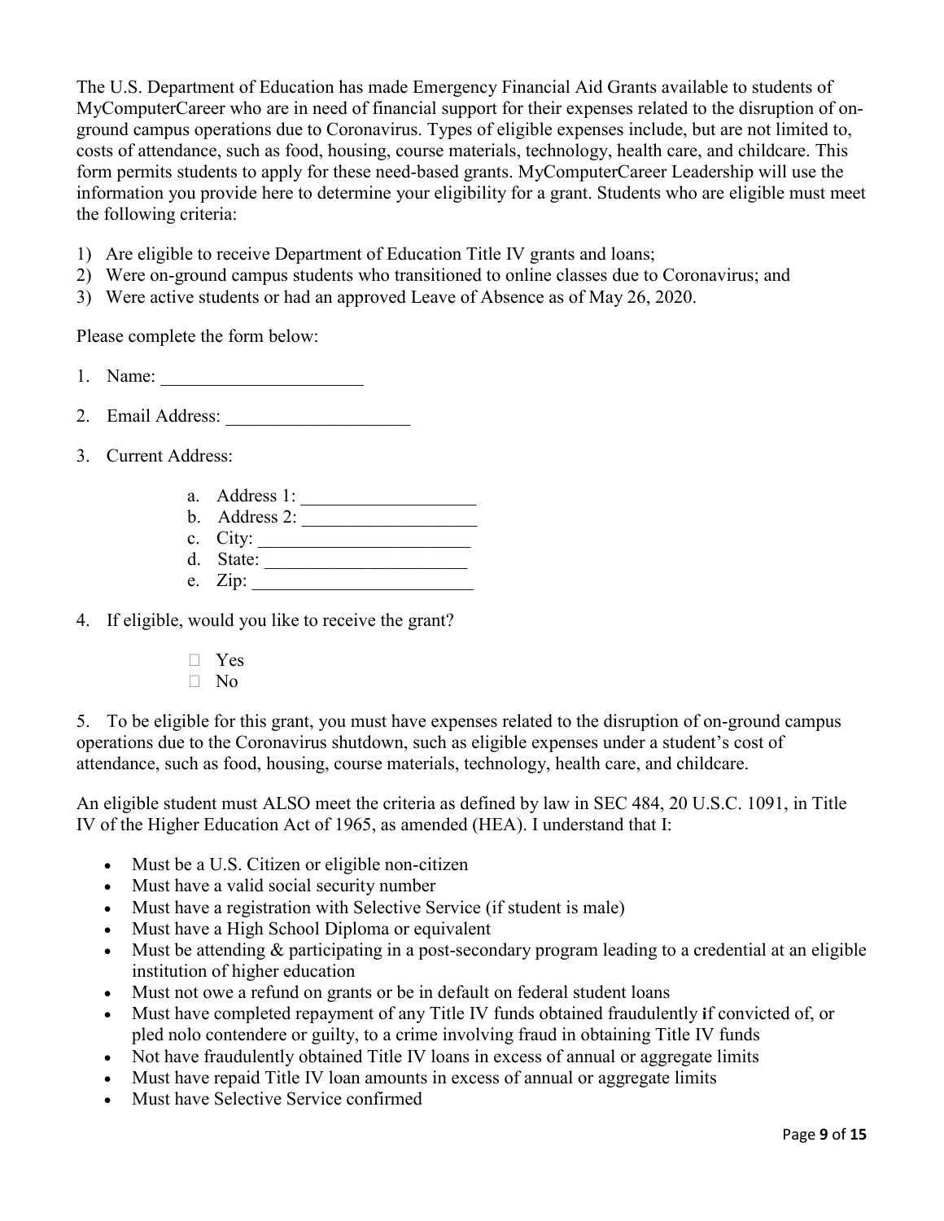The U.S. Department of Education has made Emergency Financial Aid Grants available to students of MyComputerCareer who are in need of financial support for their expenses related to the disruption of on-ground campus operations due to Coronavirus. Types of eligible expenses include, but are not limited to, costs of attendance, such as food, housing, course materials, technology, health care, and childcare. This form permits students to apply for these need-based grants. MyComputerCareer Leadership will use the information you provide here to determine your eligibility for a grant. Students who are eligible must meet the following criteria:

1) Are eligible to receive Department of Education Title IV grants and loans;
2) Were on-ground campus students who transitioned to online classes due to Coronavirus; and
3) Were active students or had an approved Leave of Absence as of May 26, 2020.

Please complete the form below:

1. Name: ______________________

2. Email Address: ____________________

3. Current Address:

   a. Address 1: ___________________
   b. Address 2: ___________________
   c. City: _______________________
   d. State: ______________________
   e. Zip: ________________________

4. If eligible, would you like to receive the grant?

   - ☐ Yes
   - ☐ No

5. To be eligible for this grant, you must have expenses related to the disruption of on-ground campus operations due to the Coronavirus shutdown, such as eligible expenses under a student's cost of attendance, such as food, housing, course materials, technology, health care, and childcare.

An eligible student must ALSO meet the criteria as defined by law in SEC 484, 20 U.S.C. 1091, in Title IV of the Higher Education Act of 1965, as amended (HEA). I understand that I:

- Must be a U.S. Citizen or eligible non-citizen
- Must have a valid social security number
- Must have a registration with Selective Service (if student is male)
- Must have a High School Diploma or equivalent
- Must be attending & participating in a post-secondary program leading to a credential at an eligible institution of higher education
- Must not owe a refund on grants or be in default on federal student loans
- Must have completed repayment of any Title IV funds obtained fraudulently **i**f convicted of, or pled nolo contendere or guilty, to a crime involving fraud in obtaining Title IV funds
- Not have fraudulently obtained Title IV loans in excess of annual or aggregate limits
- Must have repaid Title IV loan amounts in excess of annual or aggregate limits
- Must have Selective Service confirmed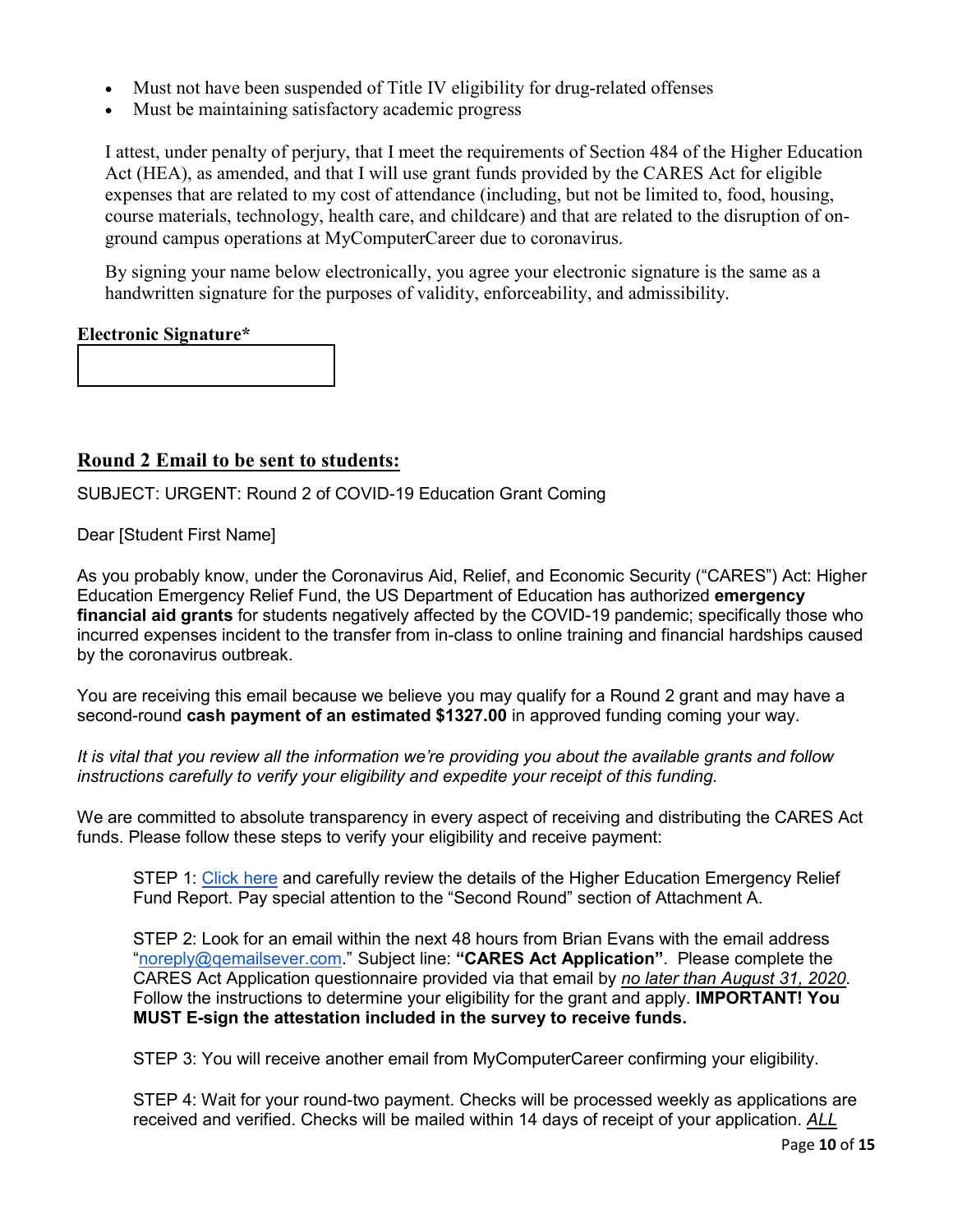- Must not have been suspended of Title IV eligibility for drug-related offenses
- Must be maintaining satisfactory academic progress

I attest, under penalty of perjury, that I meet the requirements of Section 484 of the Higher Education Act (HEA), as amended, and that I will use grant funds provided by the CARES Act for eligible expenses that are related to my cost of attendance (including, but not be limited to, food, housing, course materials, technology, health care, and childcare) and that are related to the disruption of on-ground campus operations at MyComputerCareer due to coronavirus.

By signing your name below electronically, you agree your electronic signature is the same as a handwritten signature for the purposes of validity, enforceability, and admissibility.

**Electronic Signature***

## Round 2 Email to be sent to students:

SUBJECT: URGENT: Round 2 of COVID-19 Education Grant Coming

Dear [Student First Name]

As you probably know, under the Coronavirus Aid, Relief, and Economic Security ("CARES") Act: Higher Education Emergency Relief Fund, the US Department of Education has authorized **emergency financial aid grants** for students negatively affected by the COVID-19 pandemic; specifically those who incurred expenses incident to the transfer from in-class to online training and financial hardships caused by the coronavirus outbreak.

You are receiving this email because we believe you may qualify for a Round 2 grant and may have a second-round **cash payment of an estimated $1327.00** in approved funding coming your way.

*It is vital that you review all the information we're providing you about the available grants and follow instructions carefully to verify your eligibility and expedite your receipt of this funding.*

We are committed to absolute transparency in every aspect of receiving and distributing the CARES Act funds. Please follow these steps to verify your eligibility and receive payment:

STEP 1: Click here and carefully review the details of the Higher Education Emergency Relief Fund Report. Pay special attention to the "Second Round" section of Attachment A.

STEP 2: Look for an email within the next 48 hours from Brian Evans with the email address "noreply@qemailsever.com." Subject line: **"CARES Act Application"**. Please complete the CARES Act Application questionnaire provided via that email by ***no later than August 31, 2020***. Follow the instructions to determine your eligibility for the grant and apply. **IMPORTANT! You MUST E-sign the attestation included in the survey to receive funds.**

STEP 3: You will receive another email from MyComputerCareer confirming your eligibility.

STEP 4: Wait for your round-two payment. Checks will be processed weekly as applications are received and verified. Checks will be mailed within 14 days of receipt of your application. *ALL*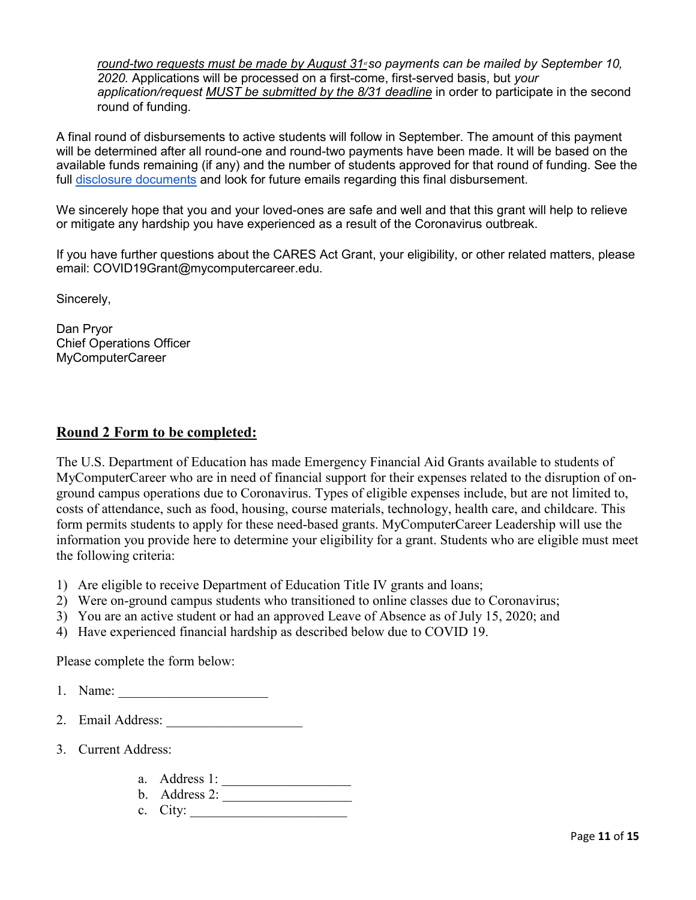*round-two requests must be made by August 31st so payments can be mailed by September 10, 2020.* Applications will be processed on a first-come, first-served basis, but *your application/request MUST be submitted by the 8/31 deadline* in order to participate in the second round of funding.

A final round of disbursements to active students will follow in September. The amount of this payment will be determined after all round-one and round-two payments have been made. It will be based on the available funds remaining (if any) and the number of students approved for that round of funding. See the full disclosure documents and look for future emails regarding this final disbursement.

We sincerely hope that you and your loved-ones are safe and well and that this grant will help to relieve or mitigate any hardship you have experienced as a result of the Coronavirus outbreak.

If you have further questions about the CARES Act Grant, your eligibility, or other related matters, please email: COVID19Grant@mycomputercareer.edu.

Sincerely,

Dan Pryor
Chief Operations Officer
MyComputerCareer

## Round 2 Form to be completed:

The U.S. Department of Education has made Emergency Financial Aid Grants available to students of MyComputerCareer who are in need of financial support for their expenses related to the disruption of on-ground campus operations due to Coronavirus. Types of eligible expenses include, but are not limited to, costs of attendance, such as food, housing, course materials, technology, health care, and childcare. This form permits students to apply for these need-based grants. MyComputerCareer Leadership will use the information you provide here to determine your eligibility for a grant. Students who are eligible must meet the following criteria:

1) Are eligible to receive Department of Education Title IV grants and loans;
2) Were on-ground campus students who transitioned to online classes due to Coronavirus;
3) You are an active student or had an approved Leave of Absence as of July 15, 2020; and
4) Have experienced financial hardship as described below due to COVID 19.

Please complete the form below:

1. Name: ______________________
2. Email Address: ____________________
3. Current Address:
    a. Address 1: ___________________
    b. Address 2: ___________________
    c. City: _______________________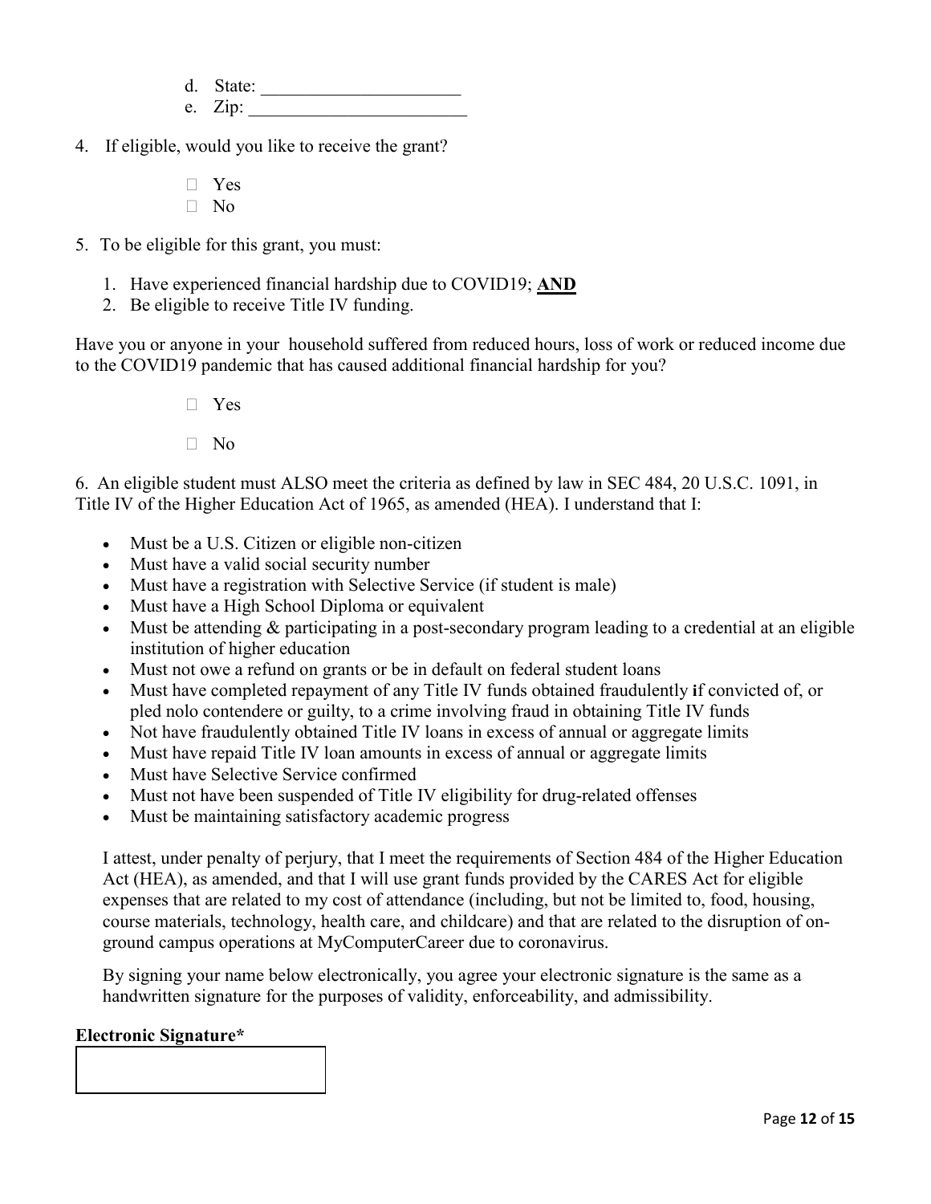d. State: ______________________
e. Zip: ________________________

4. If eligible, would you like to receive the grant?

- ☐ Yes
- ☐ No

5. To be eligible for this grant, you must:

1. Have experienced financial hardship due to COVID19; **AND**
2. Be eligible to receive Title IV funding.

Have you or anyone in your household suffered from reduced hours, loss of work or reduced income due to the COVID19 pandemic that has caused additional financial hardship for you?

- ☐ Yes
- ☐ No

6. An eligible student must ALSO meet the criteria as defined by law in SEC 484, 20 U.S.C. 1091, in Title IV of the Higher Education Act of 1965, as amended (HEA). I understand that I:

- Must be a U.S. Citizen or eligible non-citizen
- Must have a valid social security number
- Must have a registration with Selective Service (if student is male)
- Must have a High School Diploma or equivalent
- Must be attending & participating in a post-secondary program leading to a credential at an eligible institution of higher education
- Must not owe a refund on grants or be in default on federal student loans
- Must have completed repayment of any Title IV funds obtained fraudulently **i**f convicted of, or pled nolo contendere or guilty, to a crime involving fraud in obtaining Title IV funds
- Not have fraudulently obtained Title IV loans in excess of annual or aggregate limits
- Must have repaid Title IV loan amounts in excess of annual or aggregate limits
- Must have Selective Service confirmed
- Must not have been suspended of Title IV eligibility for drug-related offenses
- Must be maintaining satisfactory academic progress

I attest, under penalty of perjury, that I meet the requirements of Section 484 of the Higher Education Act (HEA), as amended, and that I will use grant funds provided by the CARES Act for eligible expenses that are related to my cost of attendance (including, but not be limited to, food, housing, course materials, technology, health care, and childcare) and that are related to the disruption of on-ground campus operations at MyComputerCareer due to coronavirus.

By signing your name below electronically, you agree your electronic signature is the same as a handwritten signature for the purposes of validity, enforceability, and admissibility.

**Electronic Signature***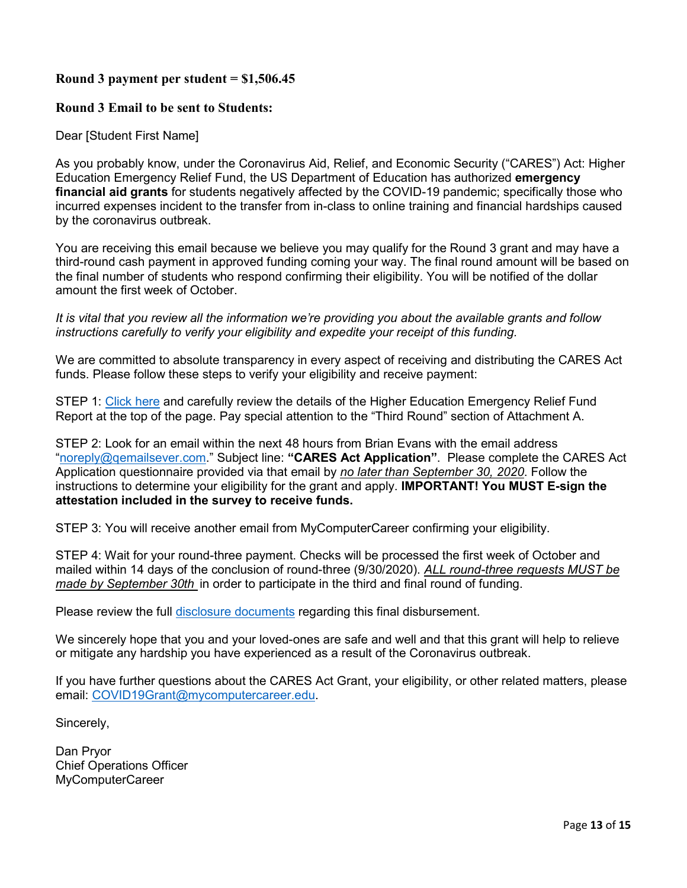**Round 3 payment per student = $1,506.45**

**Round 3 Email to be sent to Students:**

Dear [Student First Name]

As you probably know, under the Coronavirus Aid, Relief, and Economic Security ("CARES") Act: Higher Education Emergency Relief Fund, the US Department of Education has authorized **emergency financial aid grants** for students negatively affected by the COVID-19 pandemic; specifically those who incurred expenses incident to the transfer from in-class to online training and financial hardships caused by the coronavirus outbreak.

You are receiving this email because we believe you may qualify for the Round 3 grant and may have a third-round cash payment in approved funding coming your way. The final round amount will be based on the final number of students who respond confirming their eligibility. You will be notified of the dollar amount the first week of October.

*It is vital that you review all the information we're providing you about the available grants and follow instructions carefully to verify your eligibility and expedite your receipt of this funding.*

We are committed to absolute transparency in every aspect of receiving and distributing the CARES Act funds. Please follow these steps to verify your eligibility and receive payment:

STEP 1: Click here and carefully review the details of the Higher Education Emergency Relief Fund Report at the top of the page. Pay special attention to the "Third Round" section of Attachment A.

STEP 2: Look for an email within the next 48 hours from Brian Evans with the email address "noreply@qemailsever.com." Subject line: **"CARES Act Application"**. Please complete the CARES Act Application questionnaire provided via that email by ***no later than September 30, 2020***. Follow the instructions to determine your eligibility for the grant and apply. **IMPORTANT! You MUST E-sign the attestation included in the survey to receive funds.**

STEP 3: You will receive another email from MyComputerCareer confirming your eligibility.

STEP 4: Wait for your round-three payment. Checks will be processed the first week of October and mailed within 14 days of the conclusion of round-three (9/30/2020). *ALL round-three requests MUST be made by September 30th* in order to participate in the third and final round of funding.

Please review the full disclosure documents regarding this final disbursement.

We sincerely hope that you and your loved-ones are safe and well and that this grant will help to relieve or mitigate any hardship you have experienced as a result of the Coronavirus outbreak.

If you have further questions about the CARES Act Grant, your eligibility, or other related matters, please email: COVID19Grant@mycomputercareer.edu.

Sincerely,

Dan Pryor
Chief Operations Officer
MyComputerCareer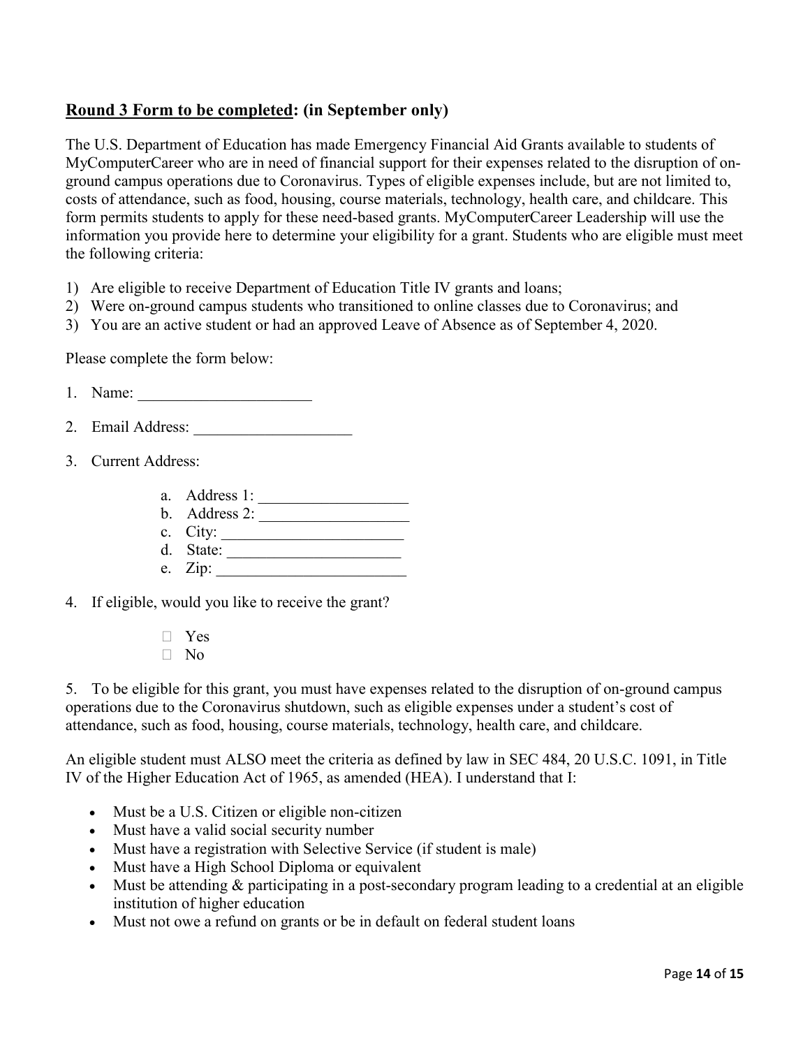## <u>Round 3 Form to be completed</u>: (in September only)

The U.S. Department of Education has made Emergency Financial Aid Grants available to students of MyComputerCareer who are in need of financial support for their expenses related to the disruption of on-ground campus operations due to Coronavirus. Types of eligible expenses include, but are not limited to, costs of attendance, such as food, housing, course materials, technology, health care, and childcare. This form permits students to apply for these need-based grants. MyComputerCareer Leadership will use the information you provide here to determine your eligibility for a grant. Students who are eligible must meet the following criteria:

1) Are eligible to receive Department of Education Title IV grants and loans;
2) Were on-ground campus students who transitioned to online classes due to Coronavirus; and
3) You are an active student or had an approved Leave of Absence as of September 4, 2020.

Please complete the form below:

1. Name: ______________________
2. Email Address: ____________________
3. Current Address:
   a. Address 1: ___________________
   b. Address 2: ___________________
   c. City: _______________________
   d. State: ______________________
   e. Zip: ________________________
4. If eligible, would you like to receive the grant?
   - ☐ Yes
   - ☐ No

5. To be eligible for this grant, you must have expenses related to the disruption of on-ground campus operations due to the Coronavirus shutdown, such as eligible expenses under a student's cost of attendance, such as food, housing, course materials, technology, health care, and childcare.

An eligible student must ALSO meet the criteria as defined by law in SEC 484, 20 U.S.C. 1091, in Title IV of the Higher Education Act of 1965, as amended (HEA). I understand that I:

- Must be a U.S. Citizen or eligible non-citizen
- Must have a valid social security number
- Must have a registration with Selective Service (if student is male)
- Must have a High School Diploma or equivalent
- Must be attending & participating in a post-secondary program leading to a credential at an eligible institution of higher education
- Must not owe a refund on grants or be in default on federal student loans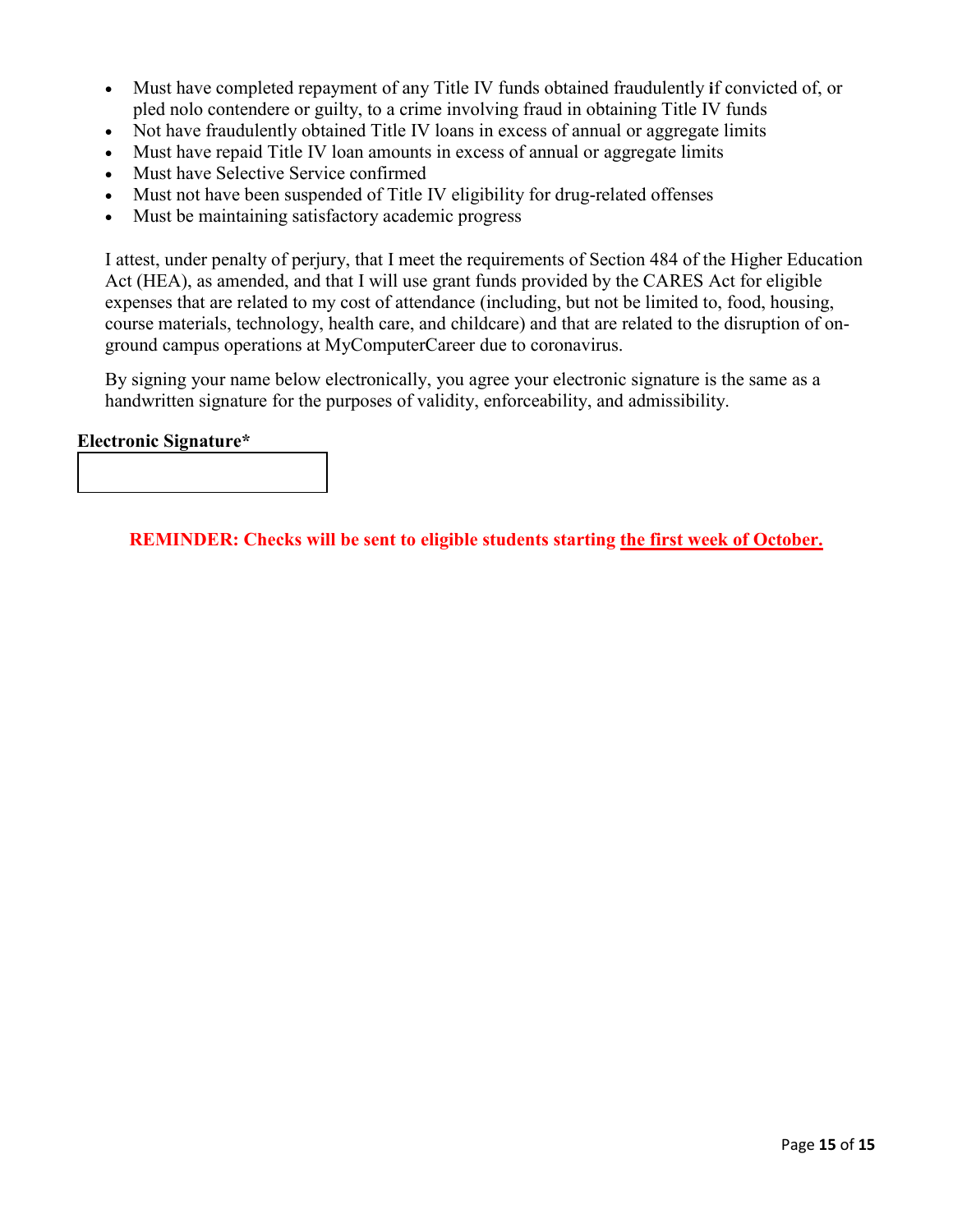- Must have completed repayment of any Title IV funds obtained fraudulently **i**f convicted of, or pled nolo contendere or guilty, to a crime involving fraud in obtaining Title IV funds
- Not have fraudulently obtained Title IV loans in excess of annual or aggregate limits
- Must have repaid Title IV loan amounts in excess of annual or aggregate limits
- Must have Selective Service confirmed
- Must not have been suspended of Title IV eligibility for drug-related offenses
- Must be maintaining satisfactory academic progress

I attest, under penalty of perjury, that I meet the requirements of Section 484 of the Higher Education Act (HEA), as amended, and that I will use grant funds provided by the CARES Act for eligible expenses that are related to my cost of attendance (including, but not be limited to, food, housing, course materials, technology, health care, and childcare) and that are related to the disruption of on-ground campus operations at MyComputerCareer due to coronavirus.

By signing your name below electronically, you agree your electronic signature is the same as a handwritten signature for the purposes of validity, enforceability, and admissibility.

**Electronic Signature***

| |
|---|
| |

**REMINDER: Checks will be sent to eligible students starting <u>the first week of October.</u>**